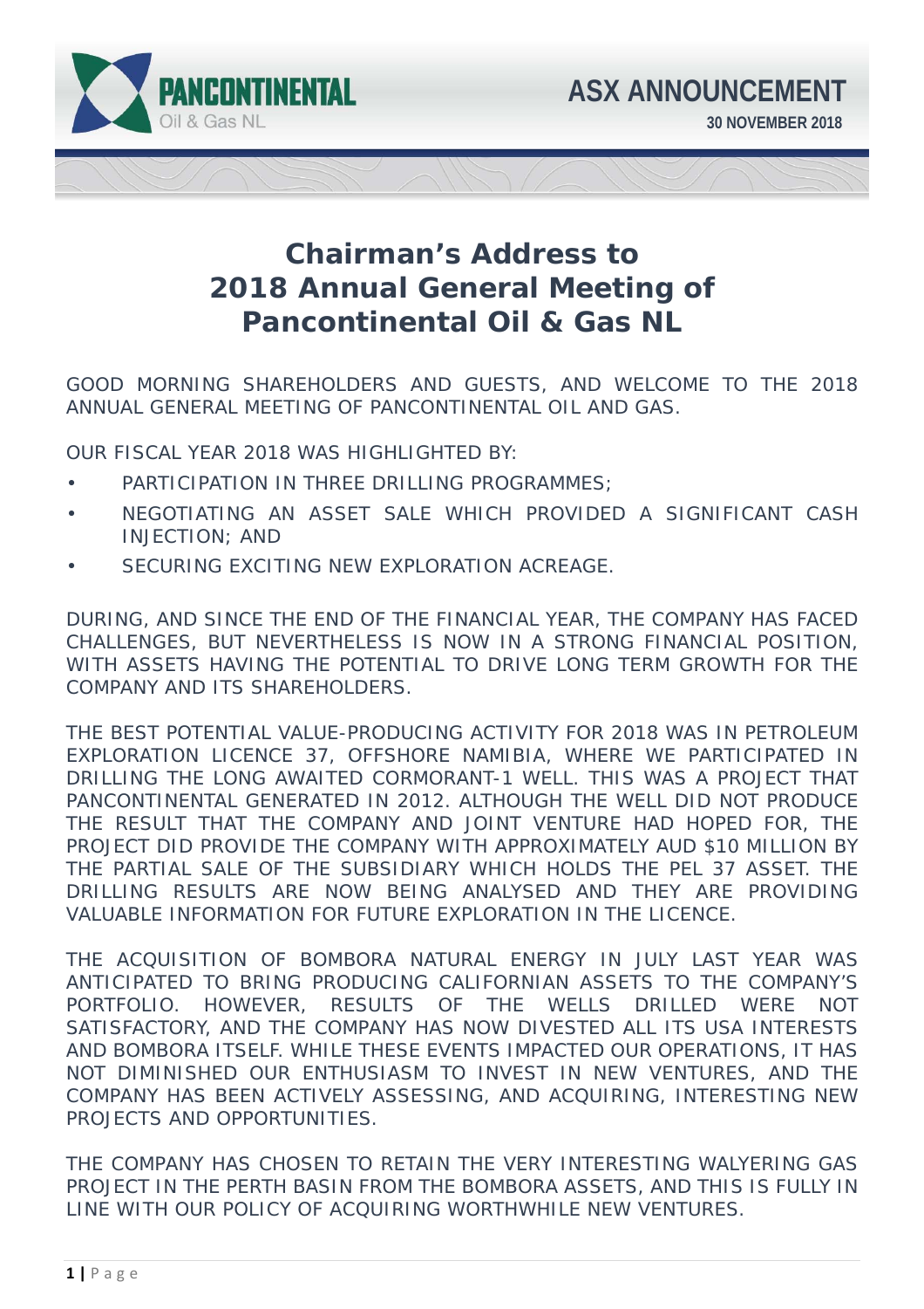# Chairman's Address to 2018 Annual General Meeting of Pancontinental Oil & Gas NL

GOOD MORNING SHAREHOLDERS AND GUESTS, AND WELCOME TO THE 2018 ANNUAL GENERAL MEETING OF PANCONTINENTAL OIL AND GAS.

OUR FISCAL YEAR 2018 WAS HIGHLIGHTED BY:

- PARTICIPATION IN THREE DRILLING PROGRAMMES;
- NEGOTIATING AN ASSET SALE WHICH PROVIDED A SIGNIFICANT CASH INJECTION; AND
- SECURING EXCITING NEW EXPLORATION ACREAGE.

DURING, AND SINCE THE END OF THE FINANCIAL YEAR, THE COMPANY HAS FACED CHALLENGES, BUT NEVERTHELESS IS NOW IN A STRONG FINANCIAL POSITION, WITH ASSETS HAVING THE POTENTIAL TO DRIVE LONG TERM GROWTH FOR THE COMPANY AND ITS SHAREHOLDERS.

THE BEST POTENTIAL VALUE-PRODUCING ACTIVITY FOR 2018 WAS IN PETROLEUM EXPLORATION LICENCE 37, OFFSHORE NAMIBIA, WHERE WE PARTICIPATED IN DRILLING THE LONG AWAITED CORMORANT-1 WELL. THIS WAS A PROJECT THAT PANCONTINENTAL GENERATED IN 2012. ALTHOUGH THE WELL DID NOT PRODUCE THE RESULT THAT THE COMPANY AND JOINT VENTURE HAD HOPED FOR, THE PROJECT DID PROVIDE THE COMPANY WITH APPROXIMATELY AUD $10 MILLION BY THE PARTIAL SALE OF THE SUBSIDIARY WHICH HOLDS THE PEL 37 ASSET. THE DRILLING RESULTS ARE NOW BEING ANALYSED AND THEY ARE PROVIDING VALUABLE INFORMATION FOR FUTURE EXPLORATION IN THE LICENCE.

THE ACQUISITION OF BOMBORA NATURAL ENERGY IN JULY LAST YEAR WAS ANTICIPATED TO BRING PRODUCING CALIFORNIAN ASSETS TO THE COMPANY'S PORTFOLIO. HOWEVER, RESULTS OF THE WELLS DRILLED WERE NOT SATISFACTORY, AND THE COMPANY HAS NOW DIVESTED ALL ITS USA INTERESTS AND BOMBORA ITSELF. WHILE THESE EVENTS IMPACTED OUR OPERATIONS, IT HAS NOT DIMINISHED OUR ENTHUSIASM TO INVEST IN NEW VENTURES, AND THE COMPANY HAS BEEN ACTIVELY ASSESSING, AND ACQUIRING, INTERESTING NEW PROJECTS AND OPPORTUNITIES.

THE COMPANY HAS CHOSEN TO RETAIN THE VERY INTERESTING WALYERING GAS PROJECT IN THE PERTH BASIN FROM THE BOMBORA ASSETS, AND THIS IS FULLY IN LINE WITH OUR POLICY OF ACQUIRING WORTHWHILE NEW VENTURES.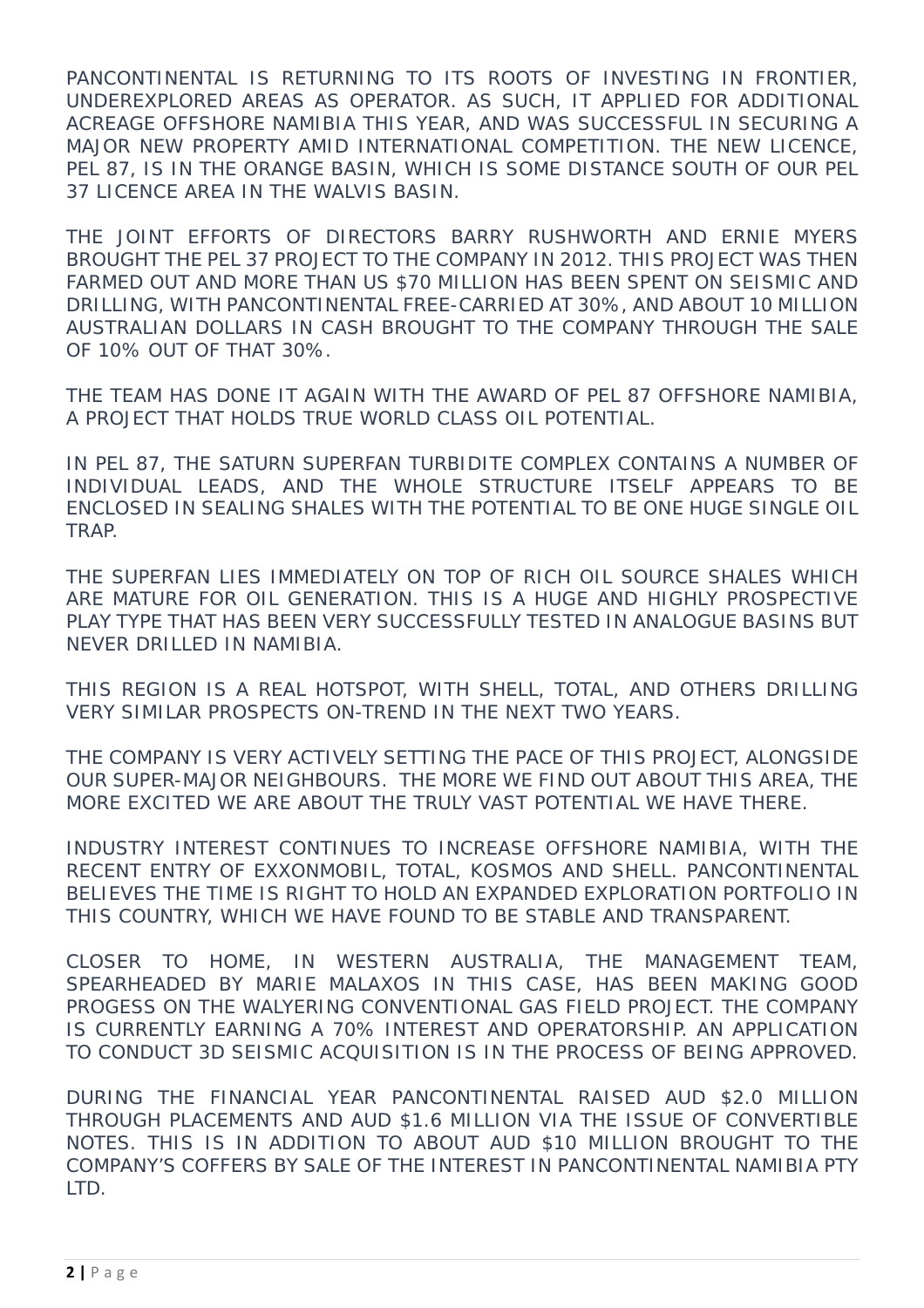PANCONTINENTAL IS RETURNING TO ITS ROOTS OF INVESTING IN FRONTIER, UNDEREXPLORED AREAS AS OPERATOR. AS SUCH, IT APPLIED FOR ADDITIONAL ACREAGE OFFSHORE NAMIBIA THIS YEAR, AND WAS SUCCESSFUL IN SECURING A MAJOR NEW PROPERTY AMID INTERNATIONAL COMPETITION. THE NEW LICENCE, PEL 87, IS IN THE ORANGE BASIN, WHICH IS SOME DISTANCE SOUTH OF OUR PEL 37 LICENCE AREA IN THE WALVIS BASIN.

THE JOINT EFFORTS OF DIRECTORS BARRY RUSHWORTH AND ERNIE MYERS BROUGHT THE PEL 37 PROJECT TO THE COMPANY IN 2012. THIS PROJECT WAS THEN FARMED OUT AND MORE THAN US $70 MILLION HAS BEEN SPENT ON SEISMIC AND DRILLING, WITH PANCONTINENTAL FREE-CARRIED AT 30%, AND ABOUT 10 MILLION AUSTRALIAN DOLLARS IN CASH BROUGHT TO THE COMPANY THROUGH THE SALE OF 10% OUT OF THAT 30%.

THE TEAM HAS DONE IT AGAIN WITH THE AWARD OF PEL 87 OFFSHORE NAMIBIA, A PROJECT THAT HOLDS TRUE WORLD CLASS OIL POTENTIAL.

IN PEL 87, THE SATURN SUPERFAN TURBIDITE COMPLEX CONTAINS A NUMBER OF INDIVIDUAL LEADS, AND THE WHOLE STRUCTURE ITSELF APPEARS TO BE ENCLOSED IN SEALING SHALES WITH THE POTENTIAL TO BE ONE HUGE SINGLE OIL TRAP.

THE SUPERFAN LIES IMMEDIATELY ON TOP OF RICH OIL SOURCE SHALES WHICH ARE MATURE FOR OIL GENERATION. THIS IS A HUGE AND HIGHLY PROSPECTIVE PLAY TYPE THAT HAS BEEN VERY SUCCESSFULLY TESTED IN ANALOGUE BASINS BUT NEVER DRILLED IN NAMIBIA.

THIS REGION IS A REAL HOTSPOT, WITH SHELL, TOTAL, AND OTHERS DRILLING VERY SIMILAR PROSPECTS ON-TREND IN THE NEXT TWO YEARS.

THE COMPANY IS VERY ACTIVELY SETTING THE PACE OF THIS PROJECT, ALONGSIDE OUR SUPER-MAJOR NEIGHBOURS. THE MORE WE FIND OUT ABOUT THIS AREA, THE MORE EXCITED WE ARE ABOUT THE TRULY VAST POTENTIAL WE HAVE THERE.

INDUSTRY INTEREST CONTINUES TO INCREASE OFFSHORE NAMIBIA, WITH THE RECENT ENTRY OF EXXONMOBIL, TOTAL, KOSMOS AND SHELL. PANCONTINENTAL BELIEVES THE TIME IS RIGHT TO HOLD AN EXPANDED EXPLORATION PORTFOLIO IN THIS COUNTRY, WHICH WE HAVE FOUND TO BE STABLE AND TRANSPARENT.

CLOSER TO HOME, IN WESTERN AUSTRALIA, THE MANAGEMENT TEAM, SPEARHEADED BY MARIE MALAXOS IN THIS CASE, HAS BEEN MAKING GOOD PROGESS ON THE WALYERING CONVENTIONAL GAS FIELD PROJECT. THE COMPANY IS CURRENTLY EARNING A 70% INTEREST AND OPERATORSHIP. AN APPLICATION TO CONDUCT 3D SEISMIC ACQUISITION IS IN THE PROCESS OF BEING APPROVED.

DURING THE FINANCIAL YEAR PANCONTINENTAL RAISED AUD $2.0 MILLION THROUGH PLACEMENTS AND AUD $1.6 MILLION VIA THE ISSUE OF CONVERTIBLE NOTES. THIS IS IN ADDITION TO ABOUT AUD $10 MILLION BROUGHT TO THE COMPANY'S COFFERS BY SALE OF THE INTEREST IN PANCONTINENTAL NAMIBIA PTY LTD.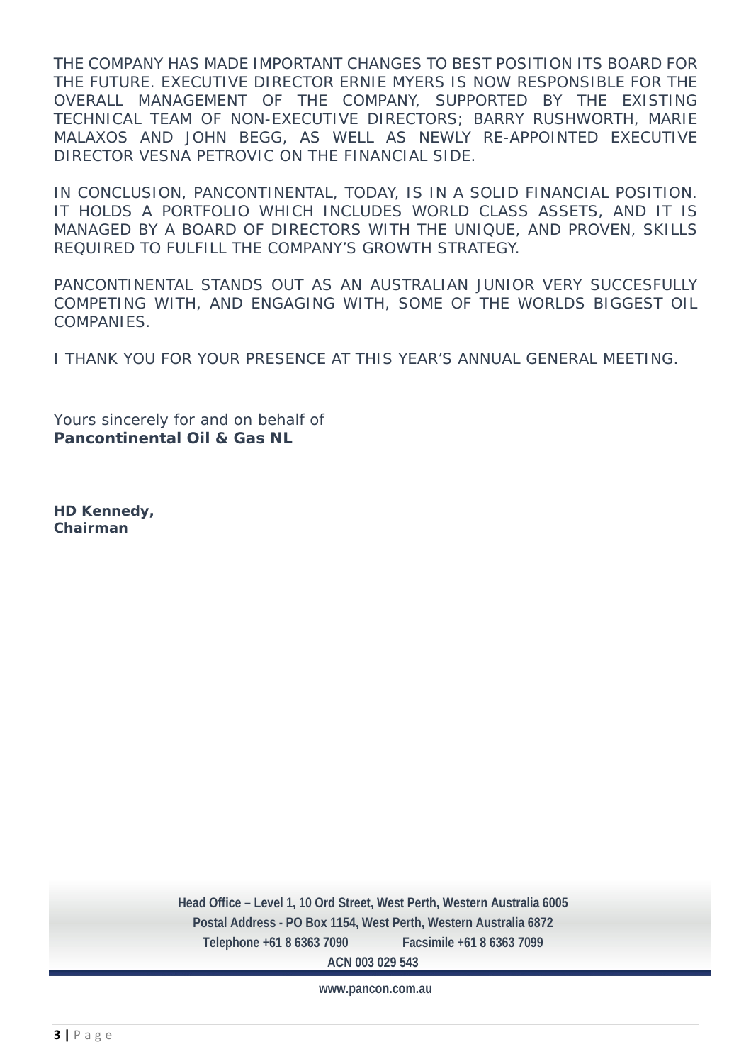THE COMPANY HAS MADE IMPORTANT CHANGES TO BEST POSITION ITS BOARD FOR THE FUTURE. EXECUTIVE DIRECTOR ERNIE MYERS IS NOW RESPONSIBLE FOR THE OVERALL MANAGEMENT OF THE COMPANY, SUPPORTED BY THE EXISTING TECHNICAL TEAM OF NON-EXECUTIVE DIRECTORS; BARRY RUSHWORTH, MARIE MALAXOS AND JOHN BEGG, AS WELL AS NEWLY RE-APPOINTED EXECUTIVE DIRECTOR VESNA PETROVIC ON THE FINANCIAL SIDE.

IN CONCLUSION, PANCONTINENTAL, TODAY, IS IN A SOLID FINANCIAL POSITION. IT HOLDS A PORTFOLIO WHICH INCLUDES WORLD CLASS ASSETS, AND IT IS MANAGED BY A BOARD OF DIRECTORS WITH THE UNIQUE, AND PROVEN, SKILLS REQUIRED TO FULFILL THE COMPANY'S GROWTH STRATEGY.

PANCONTINENTAL STANDS OUT AS AN AUSTRALIAN JUNIOR VERY SUCCESFULLY COMPETING WITH, AND ENGAGING WITH, SOME OF THE WORLDS BIGGEST OIL COMPANIES.

I THANK YOU FOR YOUR PRESENCE AT THIS YEAR'S ANNUAL GENERAL MEETING.

Yours sincerely for and on behalf of
**Pancontinental Oil & Gas NL**

**HD Kennedy,**
**Chairman**

**Head Office – Level 1, 10 Ord Street, West Perth, Western Australia 6005**
**Postal Address - PO Box 1154, West Perth, Western Australia 6872**
**Telephone +61 8 6363 7090 Facsimile +61 8 6363 7099**
**ACN 003 029 543**

**www.pancon.com.au**